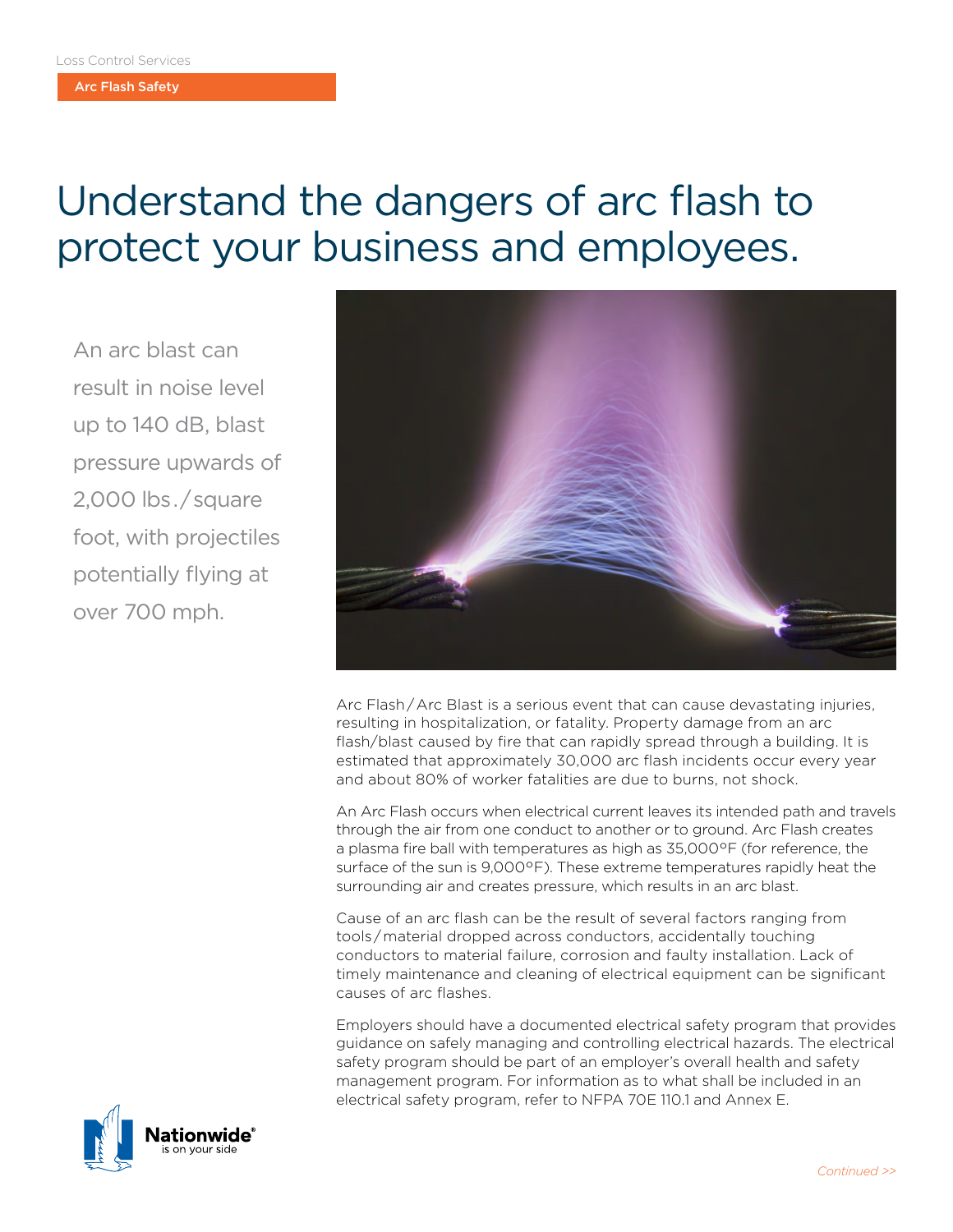Loss Control Services

**Arc Flash Safety**

# Understand the dangers of arc flash to protect your business and employees.

An arc blast can result in noise level up to 140 dB, blast pressure upwards of 2,000 lbs./square foot, with projectiles potentially flying at over 700 mph.

Arc Flash/Arc Blast is a serious event that can cause devastating injuries, resulting in hospitalization, or fatality. Property damage from an arc flash/blast caused by fire that can rapidly spread through a building. It is estimated that approximately 30,000 arc flash incidents occur every year and about 80% of worker fatalities are due to burns, not shock.

An Arc Flash occurs when electrical current leaves its intended path and travels through the air from one conduct to another or to ground. Arc Flash creates a plasma fire ball with temperatures as high as 35,000°F (for reference, the surface of the sun is 9,000°F). These extreme temperatures rapidly heat the surrounding air and creates pressure, which results in an arc blast.

Cause of an arc flash can be the result of several factors ranging from tools/material dropped across conductors, accidentally touching conductors to material failure, corrosion and faulty installation. Lack of timely maintenance and cleaning of electrical equipment can be significant causes of arc flashes.

Employers should have a documented electrical safety program that provides guidance on safely managing and controlling electrical hazards. The electrical safety program should be part of an employer's overall health and safety management program. For information as to what shall be included in an electrical safety program, refer to NFPA 70E 110.1 and Annex E.

*Continued >>*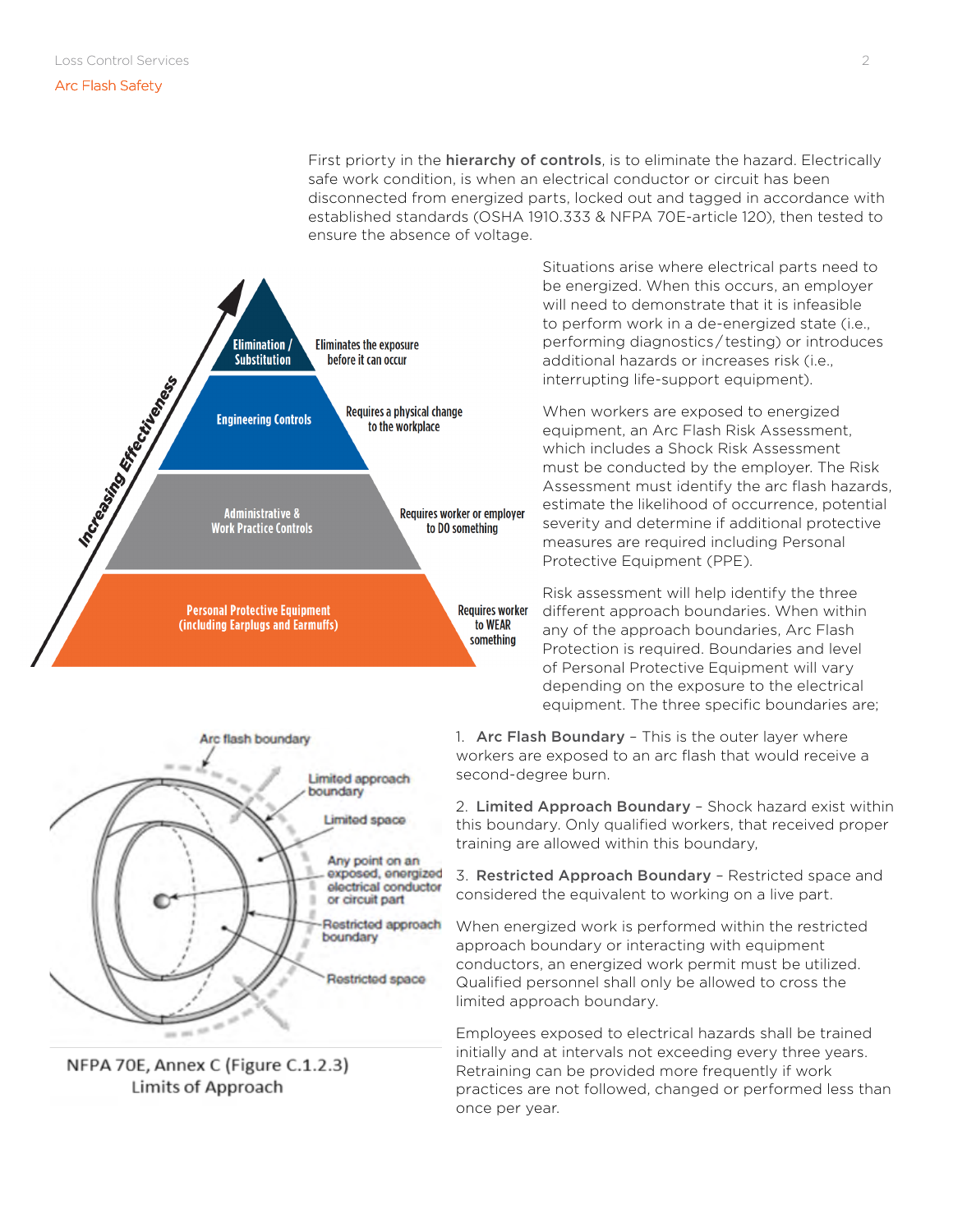First priorty in the **hierarchy of controls**, is to eliminate the hazard. Electrically safe work condition, is when an electrical conductor or circuit has been disconnected from energized parts, locked out and tagged in accordance with established standards (OSHA 1910.333 & NFPA 70E-article 120), then tested to ensure the absence of voltage.

Situations arise where electrical parts need to be energized. When this occurs, an employer will need to demonstrate that it is infeasible to perform work in a de-energized state (i.e., performing diagnostics/testing) or introduces additional hazards or increases risk (i.e., interrupting life-support equipment).

When workers are exposed to energized equipment, an Arc Flash Risk Assessment, which includes a Shock Risk Assessment must be conducted by the employer. The Risk Assessment must identify the arc flash hazards, estimate the likelihood of occurrence, potential severity and determine if additional protective measures are required including Personal Protective Equipment (PPE).

Risk assessment will help identify the three different approach boundaries. When within any of the approach boundaries, Arc Flash Protection is required. Boundaries and level of Personal Protective Equipment will vary depending on the exposure to the electrical equipment. The three specific boundaries are;

NFPA 70E, Annex C (Figure C.1.2.3)
Limits of Approach

1. **Arc Flash Boundary** – This is the outer layer where workers are exposed to an arc flash that would receive a second-degree burn.

2. **Limited Approach Boundary** – Shock hazard exist within this boundary. Only qualified workers, that received proper training are allowed within this boundary,

3. **Restricted Approach Boundary** – Restricted space and considered the equivalent to working on a live part.

When energized work is performed within the restricted approach boundary or interacting with equipment conductors, an energized work permit must be utilized. Qualified personnel shall only be allowed to cross the limited approach boundary.

Employees exposed to electrical hazards shall be trained initially and at intervals not exceeding every three years. Retraining can be provided more frequently if work practices are not followed, changed or performed less than once per year.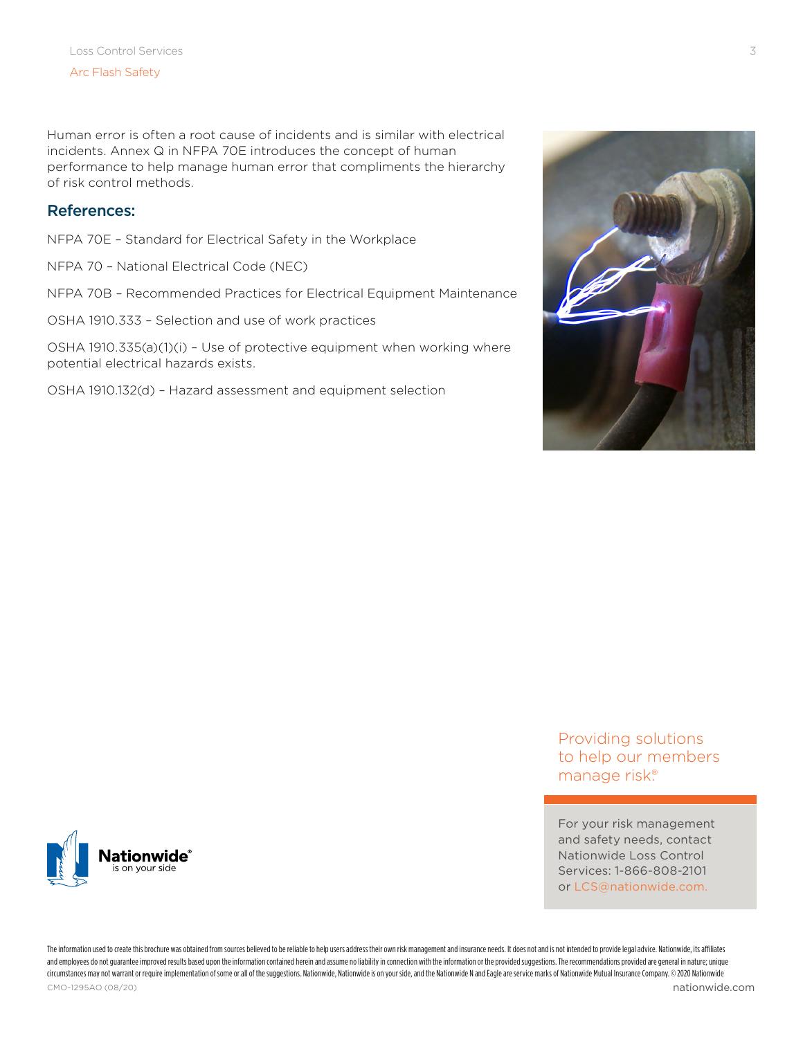Human error is often a root cause of incidents and is similar with electrical incidents. Annex Q in NFPA 70E introduces the concept of human performance to help manage human error that compliments the hierarchy of risk control methods.

## References:

NFPA 70E – Standard for Electrical Safety in the Workplace

NFPA 70 – National Electrical Code (NEC)

NFPA 70B – Recommended Practices for Electrical Equipment Maintenance

OSHA 1910.333 – Selection and use of work practices

OSHA 1910.335(a)(1)(i) – Use of protective equipment when working where potential electrical hazards exists.

OSHA 1910.132(d) – Hazard assessment and equipment selection

Providing solutions to help our members manage risk.®

For your risk management and safety needs, contact Nationwide Loss Control Services: 1-866-808-2101 or LCS@nationwide.com.

Nationwide® is on your side

The information used to create this brochure was obtained from sources believed to be reliable to help users address their own risk management and insurance needs. It does not and is not intended to provide legal advice. Nationwide, its affiliates and employees do not guarantee improved results based upon the information contained herein and assume no liability in connection with the information or the provided suggestions. The recommendations provided are general in nature; unique circumstances may not warrant or require implementation of some or all of the suggestions. Nationwide, Nationwide is on your side, and the Nationwide N and Eagle are service marks of Nationwide Mutual Insurance Company. © 2020 Nationwide

CMO-1295AO (08/20)

nationwide.com